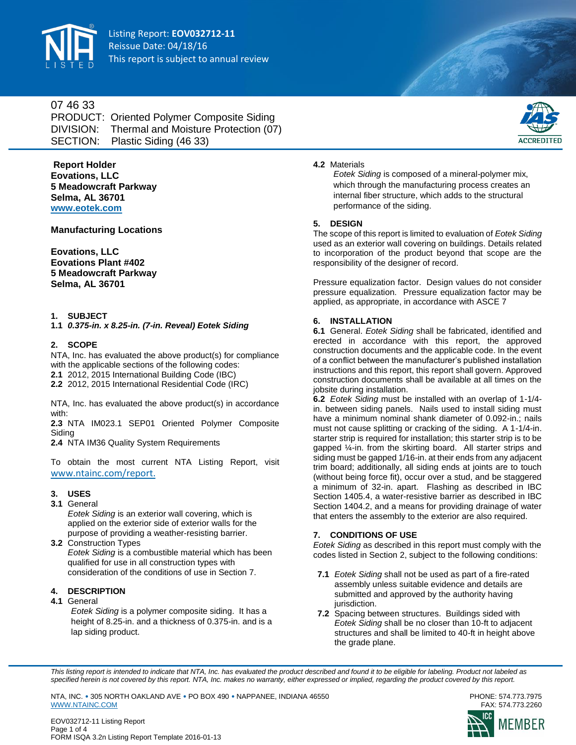Listing Report: **EOV032712-11**
Reissue Date: 04/18/16
This report is subject to annual review

07 46 33
PRODUCT: Oriented Polymer Composite Siding
DIVISION: Thermal and Moisture Protection (07)
SECTION: Plastic Siding (46 33)

**Report Holder**
**Eovations, LLC**
**5 Meadowcraft Parkway**
**Selma, AL 36701**
**www.eotek.com**

**Manufacturing Locations**

**Eovations, LLC**
**Eovations Plant #402**
**5 Meadowcraft Parkway**
**Selma, AL 36701**

## 1. SUBJECT

**1.1** ***0.375-in. x 8.25-in. (7-in. Reveal) Eotek Siding***

## 2. SCOPE

NTA, Inc. has evaluated the above product(s) for compliance with the applicable sections of the following codes:

**2.1** 2012, 2015 International Building Code (IBC)
**2.2** 2012, 2015 International Residential Code (IRC)

NTA, Inc. has evaluated the above product(s) in accordance with:

**2.3** NTA IM023.1 SEP01 Oriented Polymer Composite Siding
**2.4** NTA IM36 Quality System Requirements

To obtain the most current NTA Listing Report, visit www.ntainc.com/report.

## 3. USES

**3.1** General
*Eotek Siding* is an exterior wall covering, which is applied on the exterior side of exterior walls for the purpose of providing a weather-resisting barrier.

**3.2** Construction Types
*Eotek Siding* is a combustible material which has been qualified for use in all construction types with consideration of the conditions of use in Section 7.

## 4. DESCRIPTION

**4.1** General
*Eotek Siding* is a polymer composite siding. It has a height of 8.25-in. and a thickness of 0.375-in. and is a lap siding product.

**4.2** Materials
*Eotek Siding* is composed of a mineral-polymer mix, which through the manufacturing process creates an internal fiber structure, which adds to the structural performance of the siding.

## 5. DESIGN

The scope of this report is limited to evaluation of *Eotek Siding* used as an exterior wall covering on buildings. Details related to incorporation of the product beyond that scope are the responsibility of the designer of record.

Pressure equalization factor. Design values do not consider pressure equalization. Pressure equalization factor may be applied, as appropriate, in accordance with ASCE 7

## 6. INSTALLATION

**6.1** General. *Eotek Siding* shall be fabricated, identified and erected in accordance with this report, the approved construction documents and the applicable code. In the event of a conflict between the manufacturer's published installation instructions and this report, this report shall govern. Approved construction documents shall be available at all times on the jobsite during installation.

**6.2** *Eotek Siding* must be installed with an overlap of 1-1/4-in. between siding panels. Nails used to install siding must have a minimum nominal shank diameter of 0.092-in.; nails must not cause splitting or cracking of the siding. A 1-1/4-in. starter strip is required for installation; this starter strip is to be gapped ¼-in. from the skirting board. All starter strips and siding must be gapped 1/16-in. at their ends from any adjacent trim board; additionally, all siding ends at joints are to touch (without being force fit), occur over a stud, and be staggered a minimum of 32-in. apart. Flashing as described in IBC Section 1405.4, a water-resistive barrier as described in IBC Section 1404.2, and a means for providing drainage of water that enters the assembly to the exterior are also required.

## 7. CONDITIONS OF USE

*Eotek Siding* as described in this report must comply with the codes listed in Section 2, subject to the following conditions:

**7.1** *Eotek Siding* shall not be used as part of a fire-rated assembly unless suitable evidence and details are submitted and approved by the authority having jurisdiction.

**7.2** Spacing between structures. Buildings sided with *Eotek Siding* shall be no closer than 10-ft to adjacent structures and shall be limited to 40-ft in height above the grade plane.

*This listing report is intended to indicate that NTA, Inc. has evaluated the product described and found it to be eligible for labeling. Product not labeled as specified herein is not covered by this report. NTA, Inc. makes no warranty, either expressed or implied, regarding the product covered by this report.*

NTA, INC. • 305 NORTH OAKLAND AVE • PO BOX 490 • NAPPANEE, INDIANA 46550
WWW.NTAINC.COM
PHONE: 574.773.7975
FAX: 574.773.2260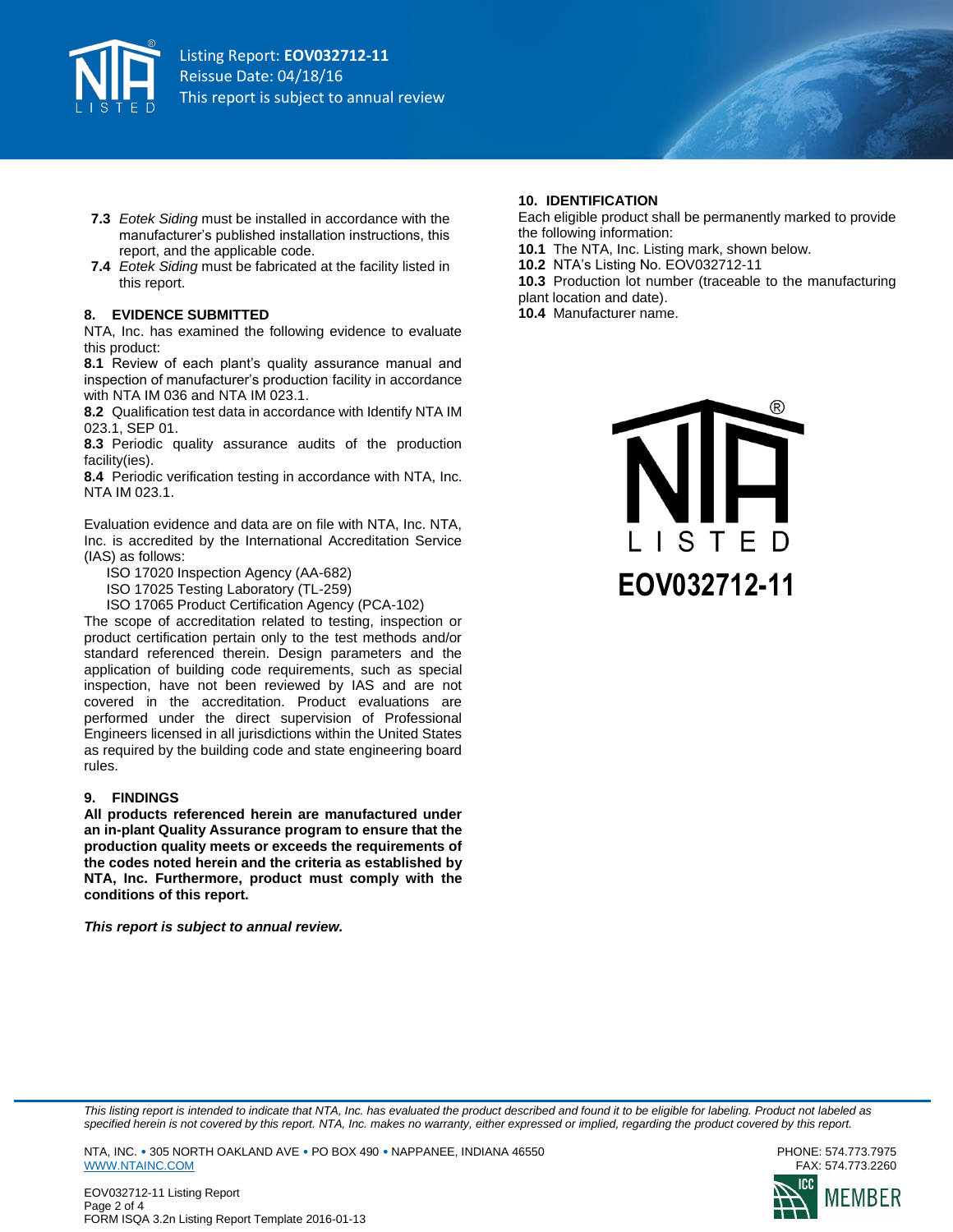**7.3** *Eotek Siding* must be installed in accordance with the manufacturer's published installation instructions, this report, and the applicable code.

**7.4** *Eotek Siding* must be fabricated at the facility listed in this report.

## 8. EVIDENCE SUBMITTED

NTA, Inc. has examined the following evidence to evaluate this product:

**8.1** Review of each plant's quality assurance manual and inspection of manufacturer's production facility in accordance with NTA IM 036 and NTA IM 023.1.

**8.2** Qualification test data in accordance with Identify NTA IM 023.1, SEP 01.

**8.3** Periodic quality assurance audits of the production facility(ies).

**8.4** Periodic verification testing in accordance with NTA, Inc. NTA IM 023.1.

Evaluation evidence and data are on file with NTA, Inc. NTA, Inc. is accredited by the International Accreditation Service (IAS) as follows:

ISO 17020 Inspection Agency (AA-682)
ISO 17025 Testing Laboratory (TL-259)
ISO 17065 Product Certification Agency (PCA-102)

The scope of accreditation related to testing, inspection or product certification pertain only to the test methods and/or standard referenced therein. Design parameters and the application of building code requirements, such as special inspection, have not been reviewed by IAS and are not covered in the accreditation. Product evaluations are performed under the direct supervision of Professional Engineers licensed in all jurisdictions within the United States as required by the building code and state engineering board rules.

## 9. FINDINGS

**All products referenced herein are manufactured under an in-plant Quality Assurance program to ensure that the production quality meets or exceeds the requirements of the codes noted herein and the criteria as established by NTA, Inc. Furthermore, product must comply with the conditions of this report.**

***This report is subject to annual review.***

## 10. IDENTIFICATION

Each eligible product shall be permanently marked to provide the following information:

**10.1** The NTA, Inc. Listing mark, shown below.

**10.2** NTA's Listing No. EOV032712-11

**10.3** Production lot number (traceable to the manufacturing plant location and date).

**10.4** Manufacturer name.

NTA® LISTED

**EOV032712-11**

*This listing report is intended to indicate that NTA, Inc. has evaluated the product described and found it to be eligible for labeling. Product not labeled as specified herein is not covered by this report. NTA, Inc. makes no warranty, either expressed or implied, regarding the product covered by this report.*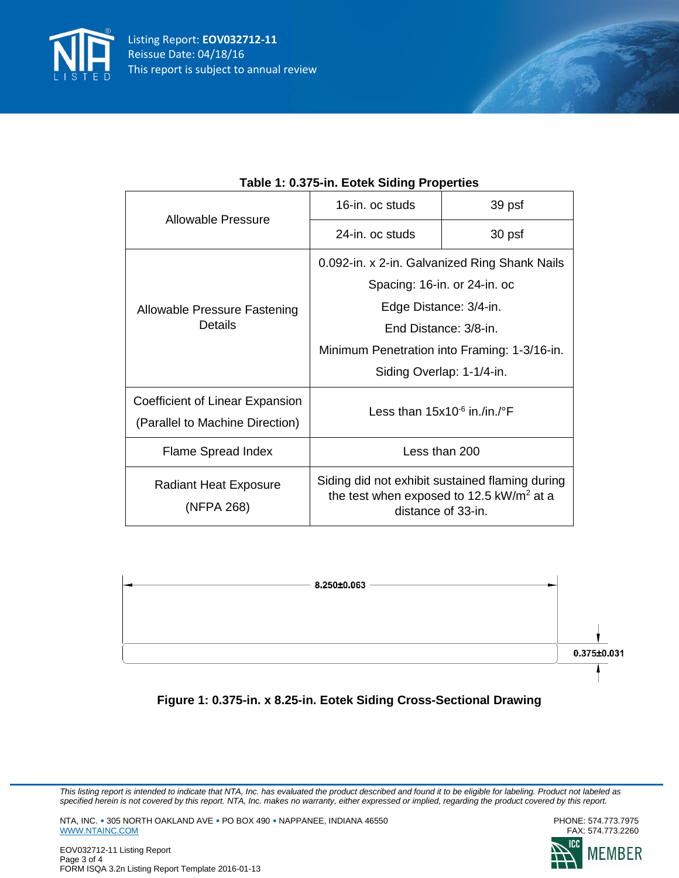**Table 1: 0.375-in. Eotek Siding Properties**

| Property | | Value |
|---|---|---|
| Allowable Pressure | 16-in. oc studs | 39 psf |
| | 24-in. oc studs | 30 psf |
| Allowable Pressure Fastening Details | 0.092-in. x 2-in. Galvanized Ring Shank Nails<br>Spacing: 16-in. or 24-in. oc<br>Edge Distance: 3/4-in.<br>End Distance: 3/8-in.<br>Minimum Penetration into Framing: 1-3/16-in.<br>Siding Overlap: 1-1/4-in. | |
| Coefficient of Linear Expansion (Parallel to Machine Direction) | Less than $15 \times 10^{-6}$ in./in./°F | |
| Flame Spread Index | Less than 200 | |
| Radiant Heat Exposure (NFPA 268) | Siding did not exhibit sustained flaming during the test when exposed to 12.5 $kW/m^2$ at a distance of 33-in. | |

8.250±0.063

0.375±0.031

**Figure 1: 0.375-in. x 8.25-in. Eotek Siding Cross-Sectional Drawing**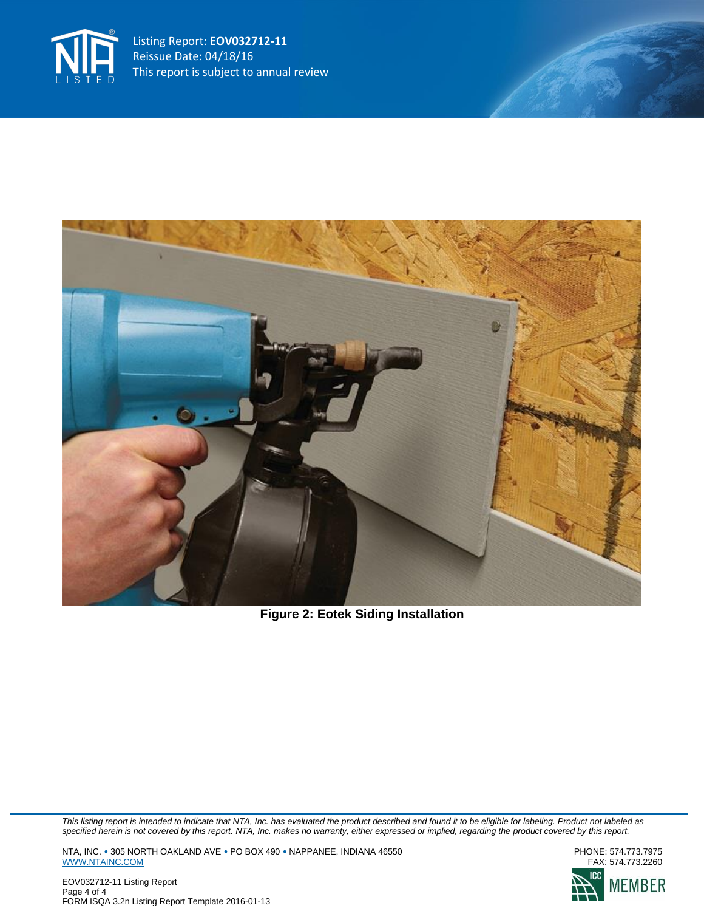Figure 2: Eotek Siding Installation

*This listing report is intended to indicate that NTA, Inc. has evaluated the product described and found it to be eligible for labeling. Product not labeled as specified herein is not covered by this report. NTA, Inc. makes no warranty, either expressed or implied, regarding the product covered by this report.*